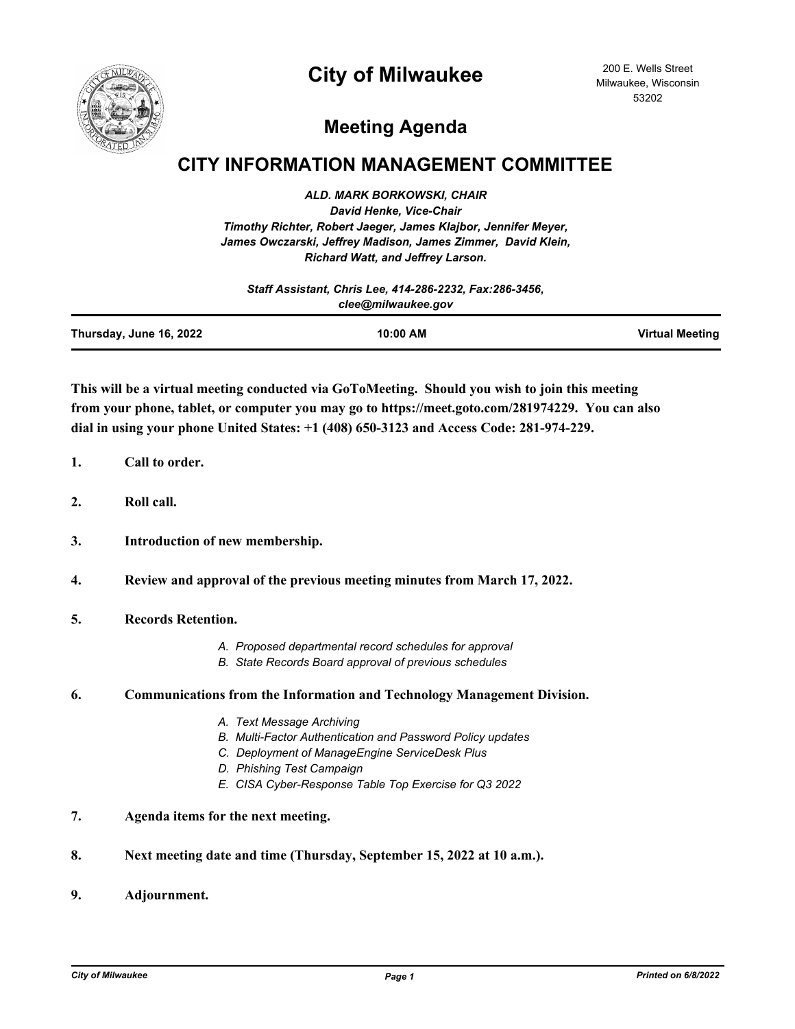# City of Milwaukee

200 E. Wells Street
Milwaukee, Wisconsin
53202

## Meeting Agenda

## CITY INFORMATION MANAGEMENT COMMITTEE

***ALD. MARK BORKOWSKI, CHAIR***
***David Henke, Vice-Chair***
***Timothy Richter, Robert Jaeger, James Klajbor, Jennifer Meyer, James Owczarski, Jeffrey Madison, James Zimmer, David Klein, Richard Watt, and Jeffrey Larson.***

***Staff Assistant, Chris Lee, 414-286-2232, Fax:286-3456, clee@milwaukee.gov***

**Thursday, June 16, 2022** | **10:00 AM** | **Virtual Meeting**

**This will be a virtual meeting conducted via GoToMeeting. Should you wish to join this meeting from your phone, tablet, or computer you may go to https://meet.goto.com/281974229. You can also dial in using your phone United States: +1 (408) 650-3123 and Access Code: 281-974-229.**

1. **Call to order.**

2. **Roll call.**

3. **Introduction of new membership.**

4. **Review and approval of the previous meeting minutes from March 17, 2022.**

5. **Records Retention.**

   *A. Proposed departmental record schedules for approval*
   *B. State Records Board approval of previous schedules*

6. **Communications from the Information and Technology Management Division.**

   *A. Text Message Archiving*
   *B. Multi-Factor Authentication and Password Policy updates*
   *C. Deployment of ManageEngine ServiceDesk Plus*
   *D. Phishing Test Campaign*
   *E. CISA Cyber-Response Table Top Exercise for Q3 2022*

7. **Agenda items for the next meeting.**

8. **Next meeting date and time (Thursday, September 15, 2022 at 10 a.m.).**

9. **Adjournment.**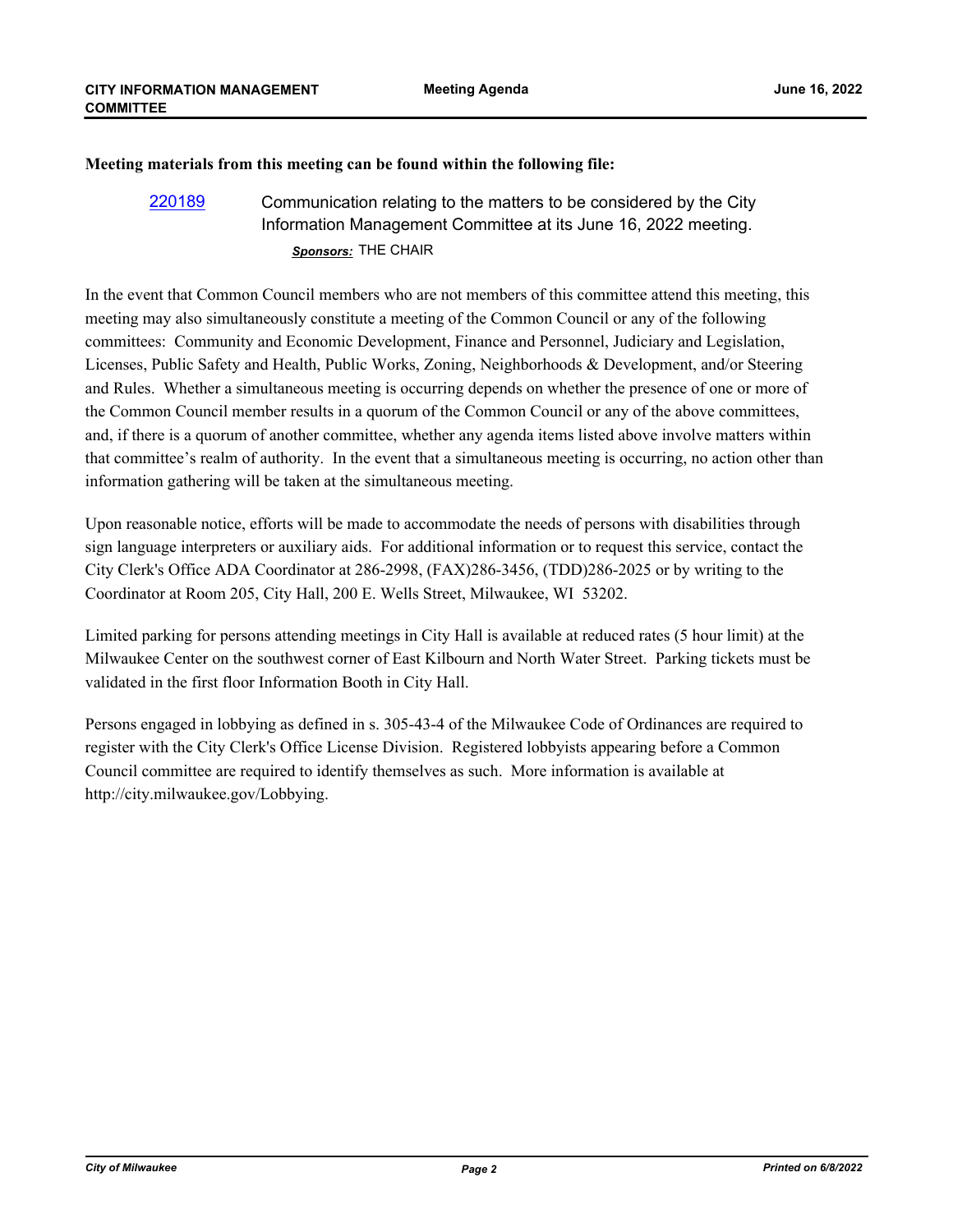**Meeting materials from this meeting can be found within the following file:**

[220189](220189) Communication relating to the matters to be considered by the City Information Management Committee at its June 16, 2022 meeting.

***Sponsors:*** THE CHAIR

In the event that Common Council members who are not members of this committee attend this meeting, this meeting may also simultaneously constitute a meeting of the Common Council or any of the following committees: Community and Economic Development, Finance and Personnel, Judiciary and Legislation, Licenses, Public Safety and Health, Public Works, Zoning, Neighborhoods & Development, and/or Steering and Rules. Whether a simultaneous meeting is occurring depends on whether the presence of one or more of the Common Council member results in a quorum of the Common Council or any of the above committees, and, if there is a quorum of another committee, whether any agenda items listed above involve matters within that committee's realm of authority. In the event that a simultaneous meeting is occurring, no action other than information gathering will be taken at the simultaneous meeting.

Upon reasonable notice, efforts will be made to accommodate the needs of persons with disabilities through sign language interpreters or auxiliary aids. For additional information or to request this service, contact the City Clerk's Office ADA Coordinator at 286-2998, (FAX)286-3456, (TDD)286-2025 or by writing to the Coordinator at Room 205, City Hall, 200 E. Wells Street, Milwaukee, WI 53202.

Limited parking for persons attending meetings in City Hall is available at reduced rates (5 hour limit) at the Milwaukee Center on the southwest corner of East Kilbourn and North Water Street. Parking tickets must be validated in the first floor Information Booth in City Hall.

Persons engaged in lobbying as defined in s. 305-43-4 of the Milwaukee Code of Ordinances are required to register with the City Clerk's Office License Division. Registered lobbyists appearing before a Common Council committee are required to identify themselves as such. More information is available at http://city.milwaukee.gov/Lobbying.